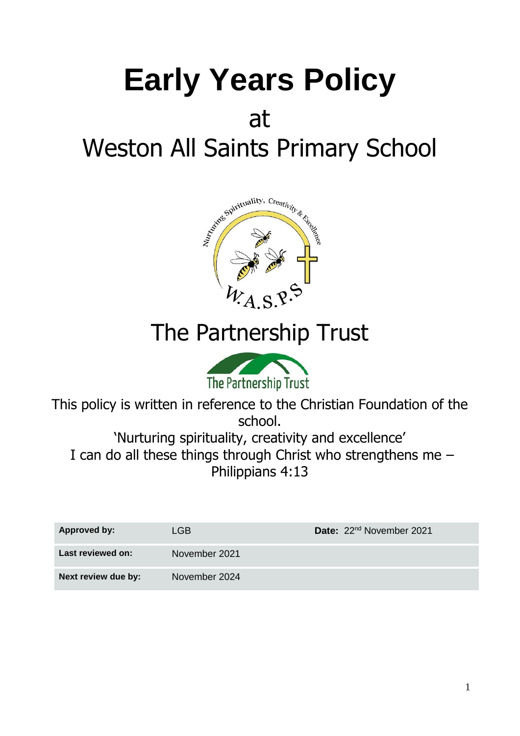# Early Years Policy

at

Weston All Saints Primary School

The Partnership Trust

This policy is written in reference to the Christian Foundation of the school.

'Nurturing spirituality, creativity and excellence'

I can do all these things through Christ who strengthens me – Philippians 4:13

| Approved by: | LGB | Date: 22nd November 2021 |
|---|---|---|
| Last reviewed on: | November 2021 | |
| Next review due by: | November 2024 | |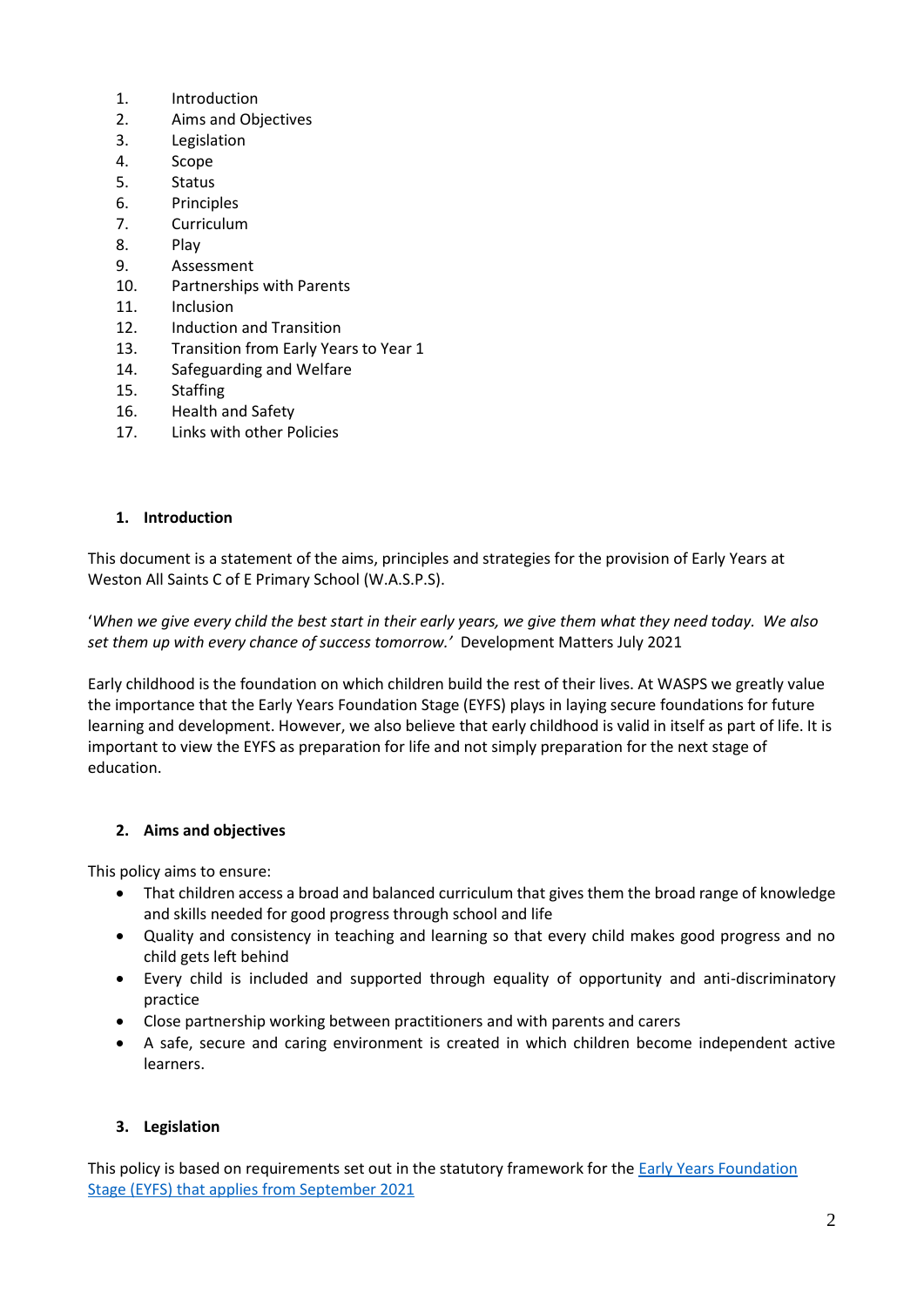1. Introduction
2. Aims and Objectives
3. Legislation
4. Scope
5. Status
6. Principles
7. Curriculum
8. Play
9. Assessment
10. Partnerships with Parents
11. Inclusion
12. Induction and Transition
13. Transition from Early Years to Year 1
14. Safeguarding and Welfare
15. Staffing
16. Health and Safety
17. Links with other Policies

## 1. Introduction

This document is a statement of the aims, principles and strategies for the provision of Early Years at Weston All Saints C of E Primary School (W.A.S.P.S).

'*When we give every child the best start in their early years, we give them what they need today. We also set them up with every chance of success tomorrow.'* Development Matters July 2021

Early childhood is the foundation on which children build the rest of their lives. At WASPS we greatly value the importance that the Early Years Foundation Stage (EYFS) plays in laying secure foundations for future learning and development. However, we also believe that early childhood is valid in itself as part of life. It is important to view the EYFS as preparation for life and not simply preparation for the next stage of education.

## 2. Aims and objectives

This policy aims to ensure:

- That children access a broad and balanced curriculum that gives them the broad range of knowledge and skills needed for good progress through school and life
- Quality and consistency in teaching and learning so that every child makes good progress and no child gets left behind
- Every child is included and supported through equality of opportunity and anti-discriminatory practice
- Close partnership working between practitioners and with parents and carers
- A safe, secure and caring environment is created in which children become independent active learners.

## 3. Legislation

This policy is based on requirements set out in the statutory framework for the Early Years Foundation Stage (EYFS) that applies from September 2021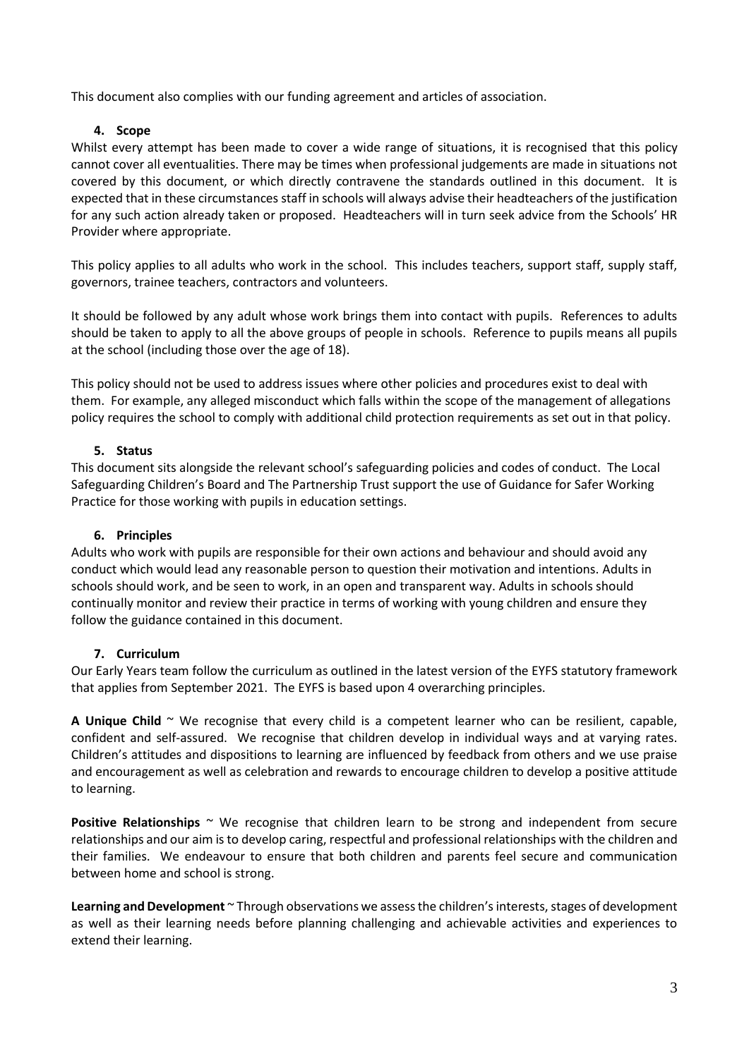This document also complies with our funding agreement and articles of association.

## 4. Scope

Whilst every attempt has been made to cover a wide range of situations, it is recognised that this policy cannot cover all eventualities. There may be times when professional judgements are made in situations not covered by this document, or which directly contravene the standards outlined in this document. It is expected that in these circumstances staff in schools will always advise their headteachers of the justification for any such action already taken or proposed. Headteachers will in turn seek advice from the Schools' HR Provider where appropriate.

This policy applies to all adults who work in the school. This includes teachers, support staff, supply staff, governors, trainee teachers, contractors and volunteers.

It should be followed by any adult whose work brings them into contact with pupils. References to adults should be taken to apply to all the above groups of people in schools. Reference to pupils means all pupils at the school (including those over the age of 18).

This policy should not be used to address issues where other policies and procedures exist to deal with them. For example, any alleged misconduct which falls within the scope of the management of allegations policy requires the school to comply with additional child protection requirements as set out in that policy.

## 5. Status

This document sits alongside the relevant school's safeguarding policies and codes of conduct. The Local Safeguarding Children's Board and The Partnership Trust support the use of Guidance for Safer Working Practice for those working with pupils in education settings.

## 6. Principles

Adults who work with pupils are responsible for their own actions and behaviour and should avoid any conduct which would lead any reasonable person to question their motivation and intentions. Adults in schools should work, and be seen to work, in an open and transparent way. Adults in schools should continually monitor and review their practice in terms of working with young children and ensure they follow the guidance contained in this document.

## 7. Curriculum

Our Early Years team follow the curriculum as outlined in the latest version of the EYFS statutory framework that applies from September 2021. The EYFS is based upon 4 overarching principles.

**A Unique Child** ~ We recognise that every child is a competent learner who can be resilient, capable, confident and self-assured. We recognise that children develop in individual ways and at varying rates. Children's attitudes and dispositions to learning are influenced by feedback from others and we use praise and encouragement as well as celebration and rewards to encourage children to develop a positive attitude to learning.

**Positive Relationships** ~ We recognise that children learn to be strong and independent from secure relationships and our aim is to develop caring, respectful and professional relationships with the children and their families. We endeavour to ensure that both children and parents feel secure and communication between home and school is strong.

**Learning and Development** ~ Through observations we assess the children's interests, stages of development as well as their learning needs before planning challenging and achievable activities and experiences to extend their learning.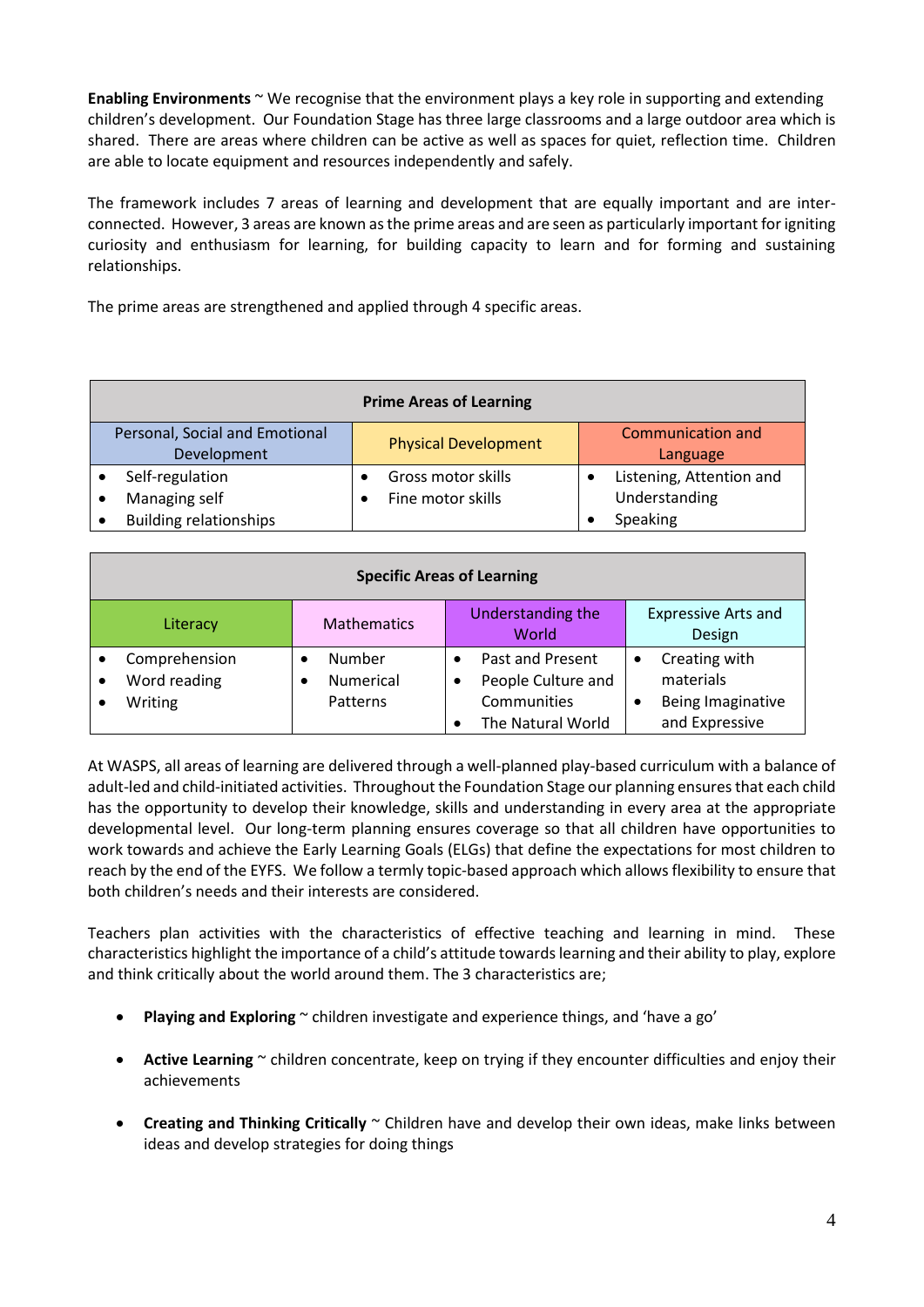**Enabling Environments** ~ We recognise that the environment plays a key role in supporting and extending children's development. Our Foundation Stage has three large classrooms and a large outdoor area which is shared. There are areas where children can be active as well as spaces for quiet, reflection time. Children are able to locate equipment and resources independently and safely.

The framework includes 7 areas of learning and development that are equally important and are inter-connected. However, 3 areas are known as the prime areas and are seen as particularly important for igniting curiosity and enthusiasm for learning, for building capacity to learn and for forming and sustaining relationships.

The prime areas are strengthened and applied through 4 specific areas.

| **Prime Areas of Learning** | | |
|---|---|---|
| Personal, Social and Emotional Development | Physical Development | Communication and Language |
| • Self-regulation<br>• Managing self<br>• Building relationships | • Gross motor skills<br>• Fine motor skills | • Listening, Attention and Understanding<br>• Speaking |

| **Specific Areas of Learning** | | | |
|---|---|---|---|
| Literacy | Mathematics | Understanding the World | Expressive Arts and Design |
| • Comprehension<br>• Word reading<br>• Writing | • Number<br>• Numerical Patterns | • Past and Present<br>• People Culture and Communities<br>• The Natural World | • Creating with materials<br>• Being Imaginative and Expressive |

At WASPS, all areas of learning are delivered through a well-planned play-based curriculum with a balance of adult-led and child-initiated activities. Throughout the Foundation Stage our planning ensures that each child has the opportunity to develop their knowledge, skills and understanding in every area at the appropriate developmental level. Our long-term planning ensures coverage so that all children have opportunities to work towards and achieve the Early Learning Goals (ELGs) that define the expectations for most children to reach by the end of the EYFS. We follow a termly topic-based approach which allows flexibility to ensure that both children's needs and their interests are considered.

Teachers plan activities with the characteristics of effective teaching and learning in mind. These characteristics highlight the importance of a child's attitude towards learning and their ability to play, explore and think critically about the world around them. The 3 characteristics are;

- **Playing and Exploring** ~ children investigate and experience things, and 'have a go'
- **Active Learning** ~ children concentrate, keep on trying if they encounter difficulties and enjoy their achievements
- **Creating and Thinking Critically** ~ Children have and develop their own ideas, make links between ideas and develop strategies for doing things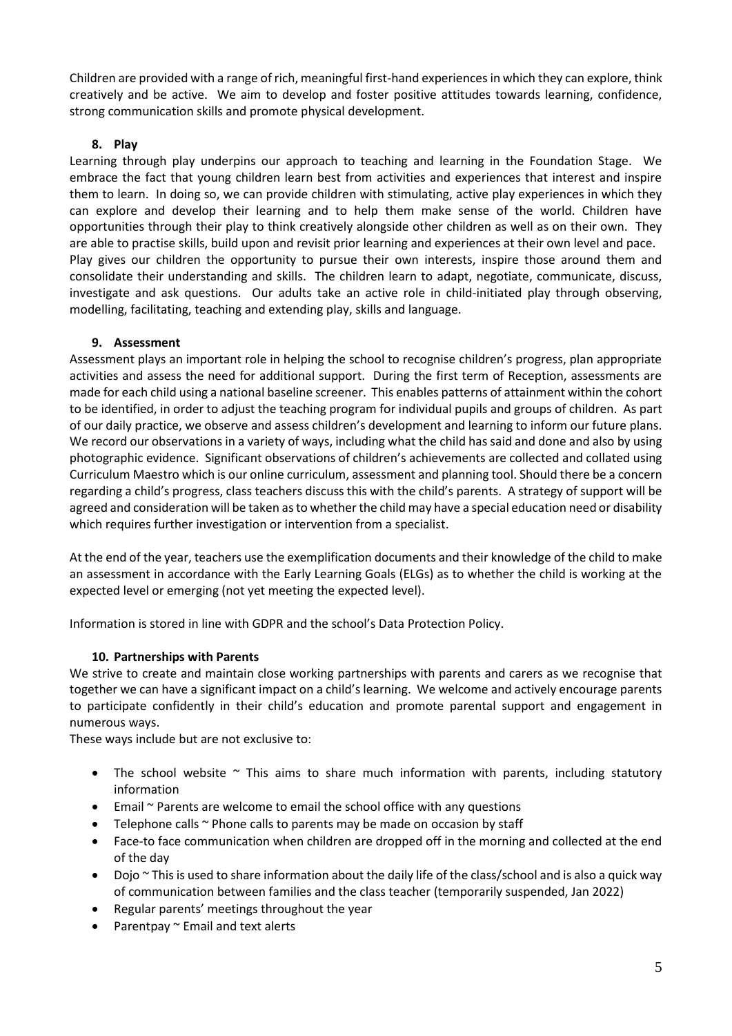Children are provided with a range of rich, meaningful first-hand experiences in which they can explore, think creatively and be active. We aim to develop and foster positive attitudes towards learning, confidence, strong communication skills and promote physical development.

## 8. Play

Learning through play underpins our approach to teaching and learning in the Foundation Stage. We embrace the fact that young children learn best from activities and experiences that interest and inspire them to learn. In doing so, we can provide children with stimulating, active play experiences in which they can explore and develop their learning and to help them make sense of the world. Children have opportunities through their play to think creatively alongside other children as well as on their own. They are able to practise skills, build upon and revisit prior learning and experiences at their own level and pace. Play gives our children the opportunity to pursue their own interests, inspire those around them and consolidate their understanding and skills. The children learn to adapt, negotiate, communicate, discuss, investigate and ask questions. Our adults take an active role in child-initiated play through observing, modelling, facilitating, teaching and extending play, skills and language.

## 9. Assessment

Assessment plays an important role in helping the school to recognise children's progress, plan appropriate activities and assess the need for additional support. During the first term of Reception, assessments are made for each child using a national baseline screener. This enables patterns of attainment within the cohort to be identified, in order to adjust the teaching program for individual pupils and groups of children. As part of our daily practice, we observe and assess children's development and learning to inform our future plans. We record our observations in a variety of ways, including what the child has said and done and also by using photographic evidence. Significant observations of children's achievements are collected and collated using Curriculum Maestro which is our online curriculum, assessment and planning tool. Should there be a concern regarding a child's progress, class teachers discuss this with the child's parents. A strategy of support will be agreed and consideration will be taken as to whether the child may have a special education need or disability which requires further investigation or intervention from a specialist.

At the end of the year, teachers use the exemplification documents and their knowledge of the child to make an assessment in accordance with the Early Learning Goals (ELGs) as to whether the child is working at the expected level or emerging (not yet meeting the expected level).

Information is stored in line with GDPR and the school's Data Protection Policy.

## 10. Partnerships with Parents

We strive to create and maintain close working partnerships with parents and carers as we recognise that together we can have a significant impact on a child's learning. We welcome and actively encourage parents to participate confidently in their child's education and promote parental support and engagement in numerous ways.

These ways include but are not exclusive to:

- The school website ~ This aims to share much information with parents, including statutory information
- Email ~ Parents are welcome to email the school office with any questions
- Telephone calls ~ Phone calls to parents may be made on occasion by staff
- Face-to face communication when children are dropped off in the morning and collected at the end of the day
- Dojo ~ This is used to share information about the daily life of the class/school and is also a quick way of communication between families and the class teacher (temporarily suspended, Jan 2022)
- Regular parents' meetings throughout the year
- Parentpay ~ Email and text alerts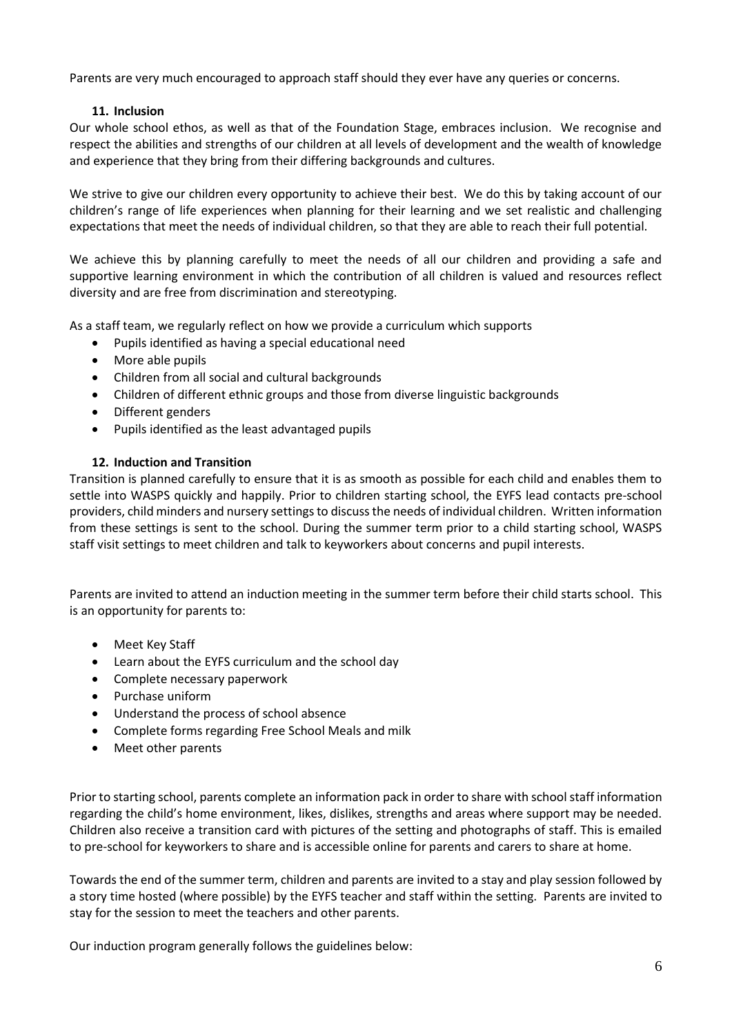Parents are very much encouraged to approach staff should they ever have any queries or concerns.

### 11. Inclusion

Our whole school ethos, as well as that of the Foundation Stage, embraces inclusion. We recognise and respect the abilities and strengths of our children at all levels of development and the wealth of knowledge and experience that they bring from their differing backgrounds and cultures.

We strive to give our children every opportunity to achieve their best. We do this by taking account of our children's range of life experiences when planning for their learning and we set realistic and challenging expectations that meet the needs of individual children, so that they are able to reach their full potential.

We achieve this by planning carefully to meet the needs of all our children and providing a safe and supportive learning environment in which the contribution of all children is valued and resources reflect diversity and are free from discrimination and stereotyping.

As a staff team, we regularly reflect on how we provide a curriculum which supports

- Pupils identified as having a special educational need
- More able pupils
- Children from all social and cultural backgrounds
- Children of different ethnic groups and those from diverse linguistic backgrounds
- Different genders
- Pupils identified as the least advantaged pupils

### 12. Induction and Transition

Transition is planned carefully to ensure that it is as smooth as possible for each child and enables them to settle into WASPS quickly and happily. Prior to children starting school, the EYFS lead contacts pre-school providers, child minders and nursery settings to discuss the needs of individual children. Written information from these settings is sent to the school. During the summer term prior to a child starting school, WASPS staff visit settings to meet children and talk to keyworkers about concerns and pupil interests.

Parents are invited to attend an induction meeting in the summer term before their child starts school. This is an opportunity for parents to:

- Meet Key Staff
- Learn about the EYFS curriculum and the school day
- Complete necessary paperwork
- Purchase uniform
- Understand the process of school absence
- Complete forms regarding Free School Meals and milk
- Meet other parents

Prior to starting school, parents complete an information pack in order to share with school staff information regarding the child's home environment, likes, dislikes, strengths and areas where support may be needed. Children also receive a transition card with pictures of the setting and photographs of staff. This is emailed to pre-school for keyworkers to share and is accessible online for parents and carers to share at home.

Towards the end of the summer term, children and parents are invited to a stay and play session followed by a story time hosted (where possible) by the EYFS teacher and staff within the setting. Parents are invited to stay for the session to meet the teachers and other parents.

Our induction program generally follows the guidelines below: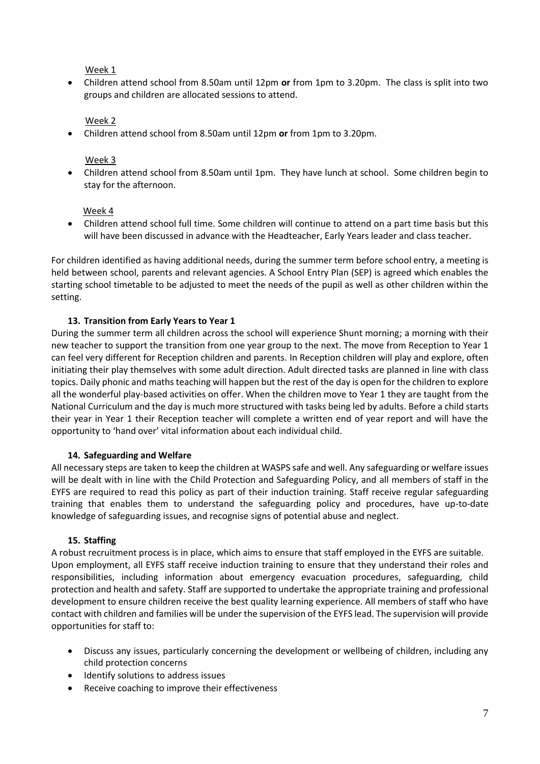Week 1

- Children attend school from 8.50am until 12pm **or** from 1pm to 3.20pm. The class is split into two groups and children are allocated sessions to attend.

Week 2

- Children attend school from 8.50am until 12pm **or** from 1pm to 3.20pm.

Week 3

- Children attend school from 8.50am until 1pm. They have lunch at school. Some children begin to stay for the afternoon.

Week 4

- Children attend school full time. Some children will continue to attend on a part time basis but this will have been discussed in advance with the Headteacher, Early Years leader and class teacher.

For children identified as having additional needs, during the summer term before school entry, a meeting is held between school, parents and relevant agencies. A School Entry Plan (SEP) is agreed which enables the starting school timetable to be adjusted to meet the needs of the pupil as well as other children within the setting.

### 13. Transition from Early Years to Year 1

During the summer term all children across the school will experience Shunt morning; a morning with their new teacher to support the transition from one year group to the next. The move from Reception to Year 1 can feel very different for Reception children and parents. In Reception children will play and explore, often initiating their play themselves with some adult direction. Adult directed tasks are planned in line with class topics. Daily phonic and maths teaching will happen but the rest of the day is open for the children to explore all the wonderful play-based activities on offer. When the children move to Year 1 they are taught from the National Curriculum and the day is much more structured with tasks being led by adults. Before a child starts their year in Year 1 their Reception teacher will complete a written end of year report and will have the opportunity to 'hand over' vital information about each individual child.

### 14. Safeguarding and Welfare

All necessary steps are taken to keep the children at WASPS safe and well. Any safeguarding or welfare issues will be dealt with in line with the Child Protection and Safeguarding Policy, and all members of staff in the EYFS are required to read this policy as part of their induction training. Staff receive regular safeguarding training that enables them to understand the safeguarding policy and procedures, have up-to-date knowledge of safeguarding issues, and recognise signs of potential abuse and neglect.

### 15. Staffing

A robust recruitment process is in place, which aims to ensure that staff employed in the EYFS are suitable. Upon employment, all EYFS staff receive induction training to ensure that they understand their roles and responsibilities, including information about emergency evacuation procedures, safeguarding, child protection and health and safety. Staff are supported to undertake the appropriate training and professional development to ensure children receive the best quality learning experience. All members of staff who have contact with children and families will be under the supervision of the EYFS lead. The supervision will provide opportunities for staff to:

- Discuss any issues, particularly concerning the development or wellbeing of children, including any child protection concerns
- Identify solutions to address issues
- Receive coaching to improve their effectiveness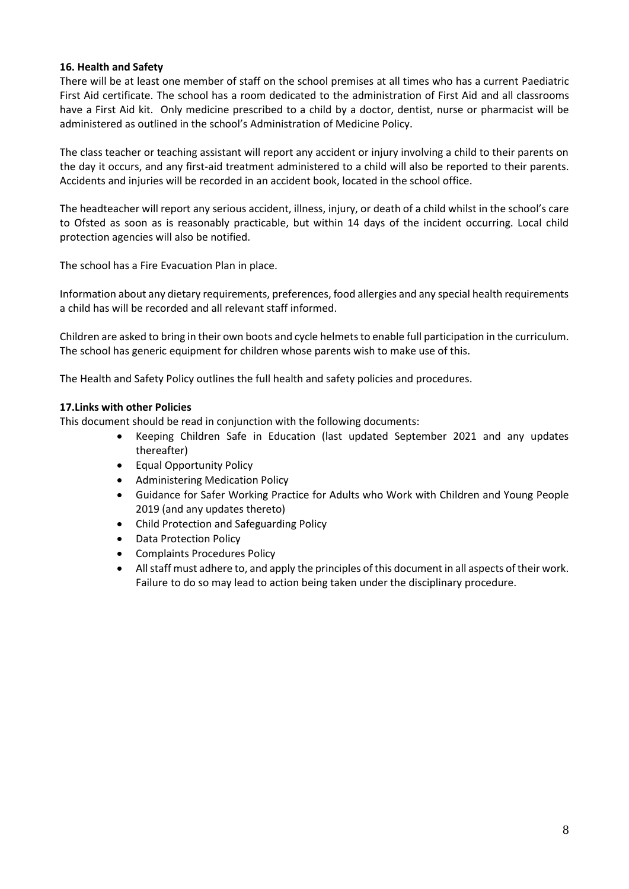## 16. Health and Safety

There will be at least one member of staff on the school premises at all times who has a current Paediatric First Aid certificate. The school has a room dedicated to the administration of First Aid and all classrooms have a First Aid kit. Only medicine prescribed to a child by a doctor, dentist, nurse or pharmacist will be administered as outlined in the school's Administration of Medicine Policy.

The class teacher or teaching assistant will report any accident or injury involving a child to their parents on the day it occurs, and any first-aid treatment administered to a child will also be reported to their parents. Accidents and injuries will be recorded in an accident book, located in the school office.

The headteacher will report any serious accident, illness, injury, or death of a child whilst in the school's care to Ofsted as soon as is reasonably practicable, but within 14 days of the incident occurring. Local child protection agencies will also be notified.

The school has a Fire Evacuation Plan in place.

Information about any dietary requirements, preferences, food allergies and any special health requirements a child has will be recorded and all relevant staff informed.

Children are asked to bring in their own boots and cycle helmets to enable full participation in the curriculum. The school has generic equipment for children whose parents wish to make use of this.

The Health and Safety Policy outlines the full health and safety policies and procedures.

## 17.Links with other Policies

This document should be read in conjunction with the following documents:

- Keeping Children Safe in Education (last updated September 2021 and any updates thereafter)
- Equal Opportunity Policy
- Administering Medication Policy
- Guidance for Safer Working Practice for Adults who Work with Children and Young People 2019 (and any updates thereto)
- Child Protection and Safeguarding Policy
- Data Protection Policy
- Complaints Procedures Policy
- All staff must adhere to, and apply the principles of this document in all aspects of their work. Failure to do so may lead to action being taken under the disciplinary procedure.